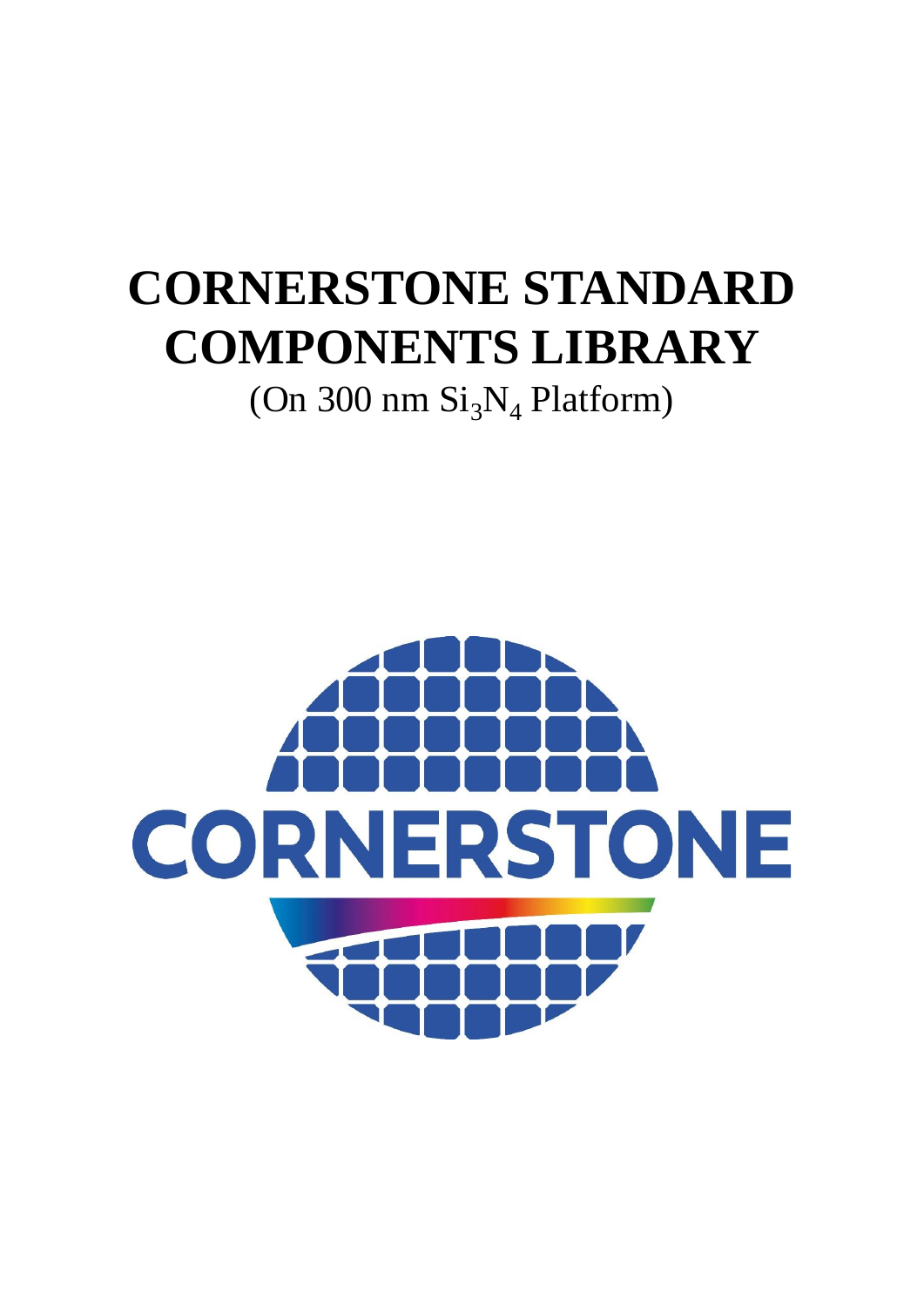# CORNERSTONE STANDARD COMPONENTS LIBRARY

(On 300 nm $Si_3N_4$ Platform)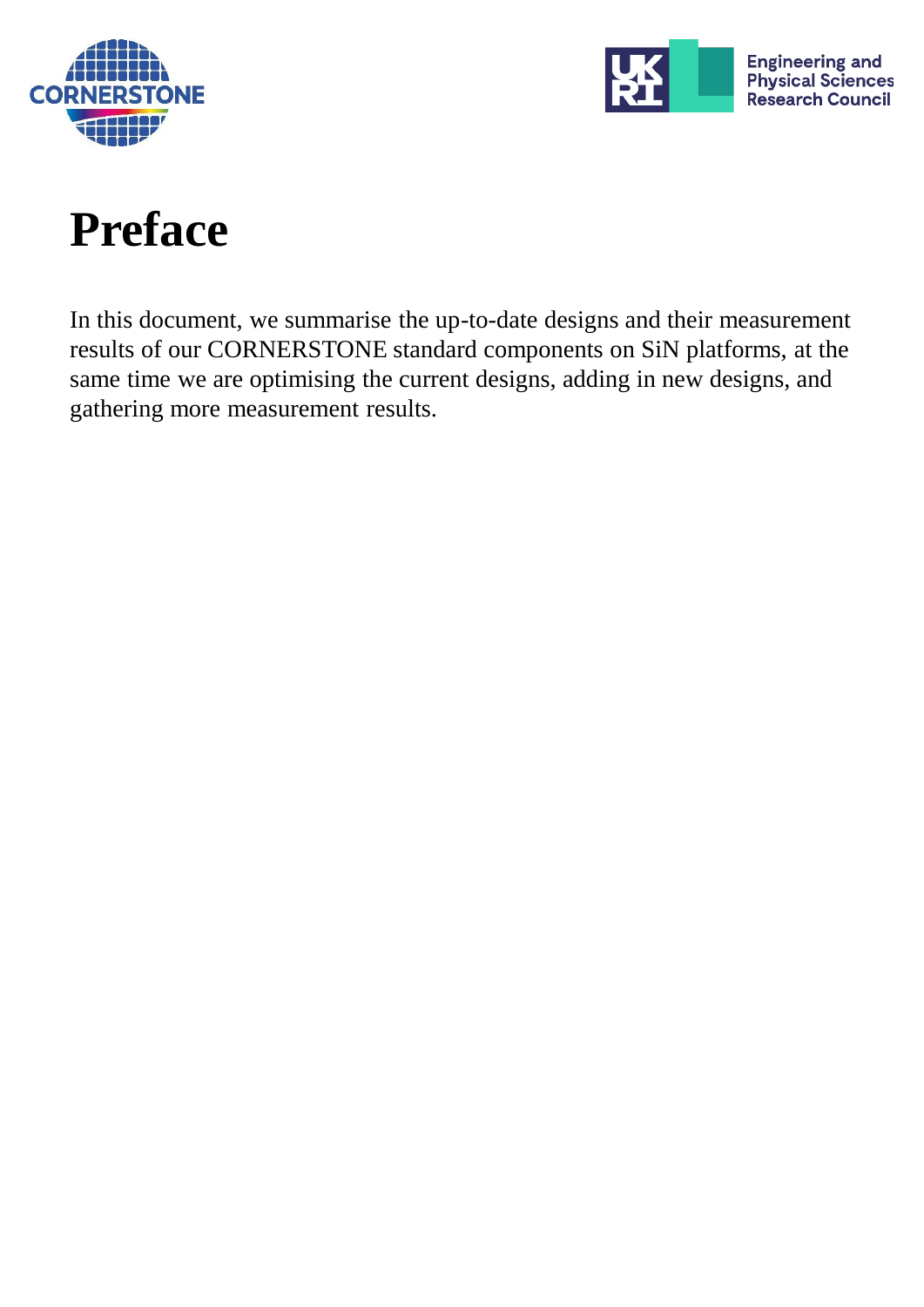# Preface

In this document, we summarise the up-to-date designs and their measurement results of our CORNERSTONE standard components on SiN platforms, at the same time we are optimising the current designs, adding in new designs, and gathering more measurement results.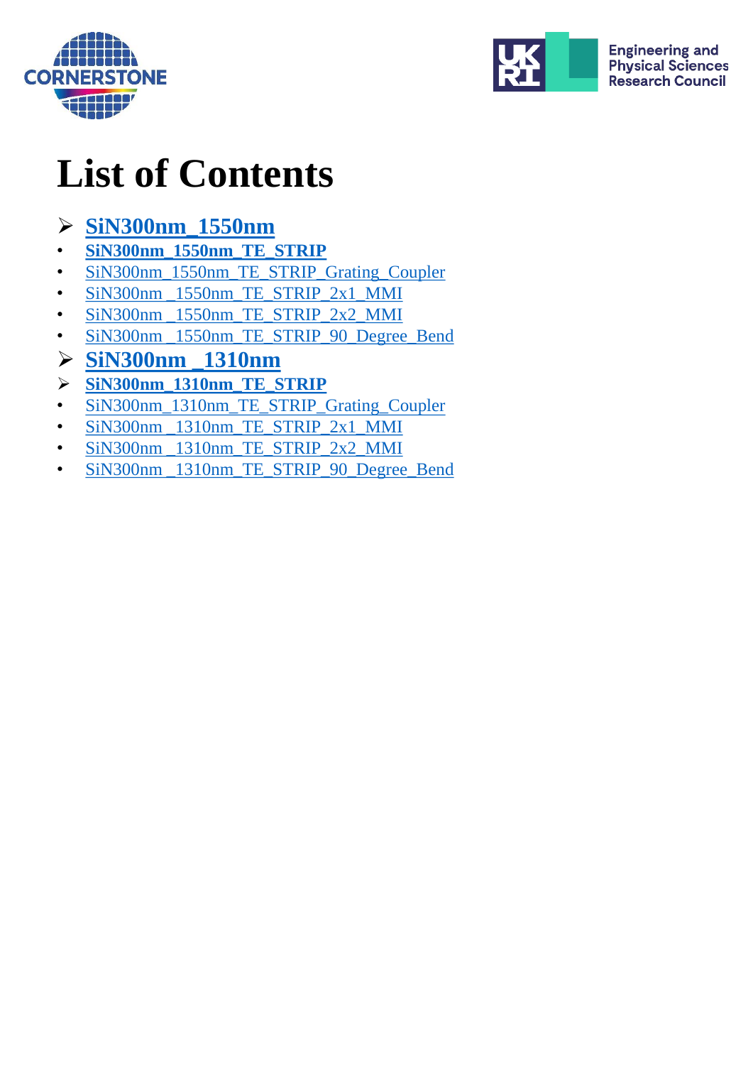# List of Contents

- **SiN300nm_1550nm**
- **SiN300nm_1550nm_TE_STRIP**
- SiN300nm_1550nm_TE_STRIP_Grating_Coupler
- SiN300nm _1550nm_TE_STRIP_2x1_MMI
- SiN300nm _1550nm_TE_STRIP_2x2_MMI
- SiN300nm _1550nm_TE_STRIP_90_Degree_Bend
- **SiN300nm _1310nm**
- **SiN300nm_1310nm_TE_STRIP**
- SiN300nm_1310nm_TE_STRIP_Grating_Coupler
- SiN300nm _1310nm_TE_STRIP_2x1_MMI
- SiN300nm _1310nm_TE_STRIP_2x2_MMI
- SiN300nm _1310nm_TE_STRIP_90_Degree_Bend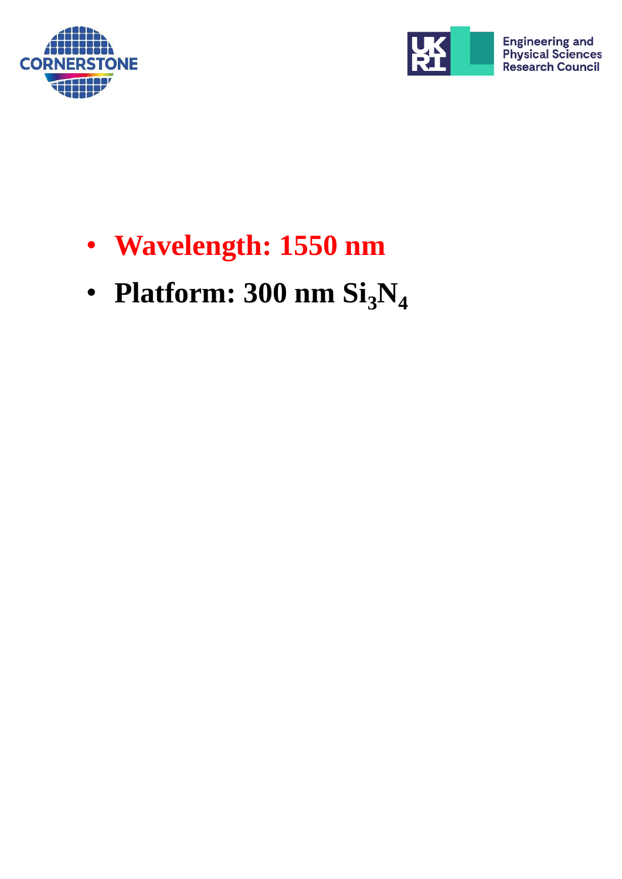- **Wavelength: 1550 nm**
- **Platform: 300 nm $Si_3N_4$**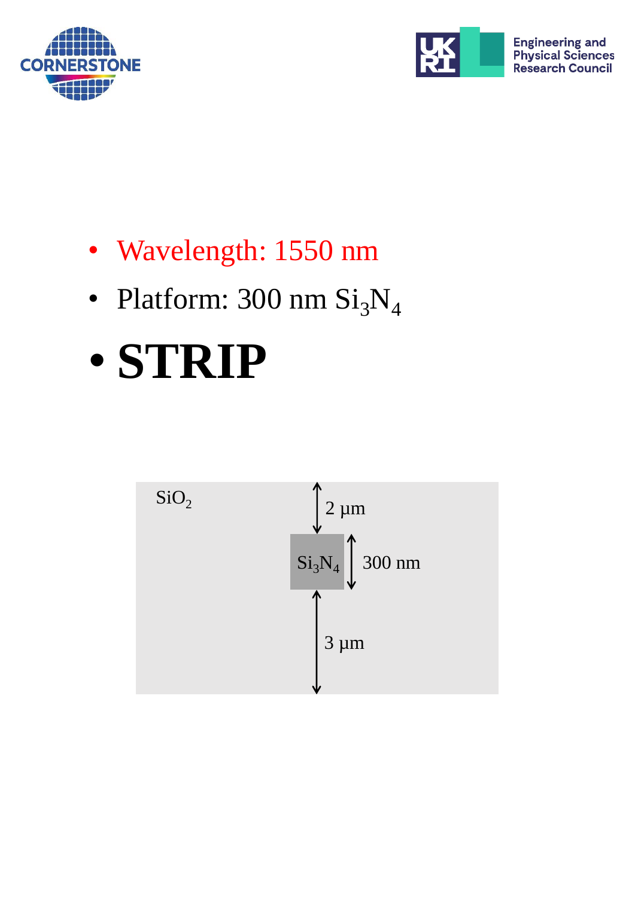- Wavelength: 1550 nm
- Platform: 300 nm $Si_3N_4$
- **STRIP**

$SiO_2$

2 µm

$Si_3N_4$

300 nm

3 µm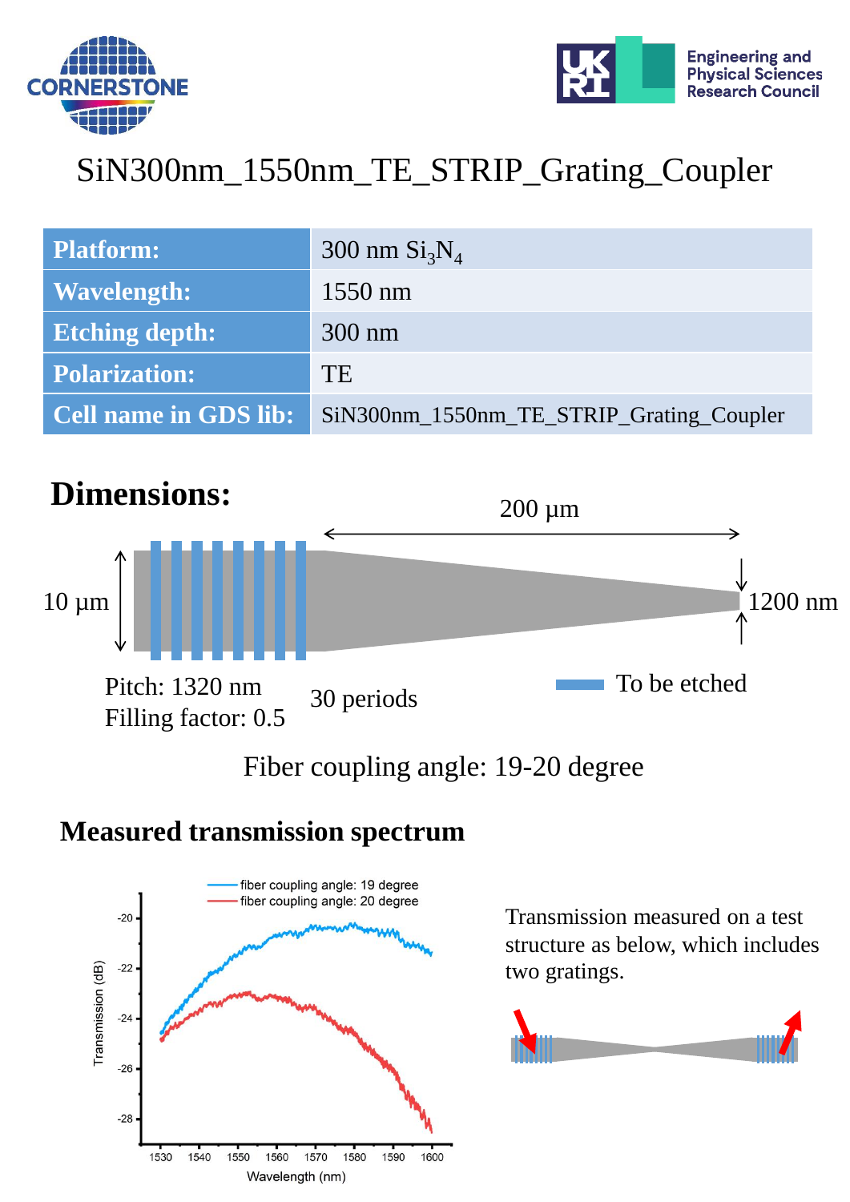# SiN300nm_1550nm_TE_STRIP_Grating_Coupler

| Platform: | 300 nm $Si_3N_4$ |
|---|---|
| Wavelength: | 1550 nm |
| Etching depth: | 300 nm |
| Polarization: | TE |
| Cell name in GDS lib: | SiN300nm_1550nm_TE_STRIP_Grating_Coupler |

## Dimensions:

200 µm

10 µm

1200 nm

Pitch: 1320 nm

Filling factor: 0.5

30 periods

To be etched

Fiber coupling angle: 19-20 degree

### Measured transmission spectrum

Transmission measured on a test structure as below, which includes two gratings.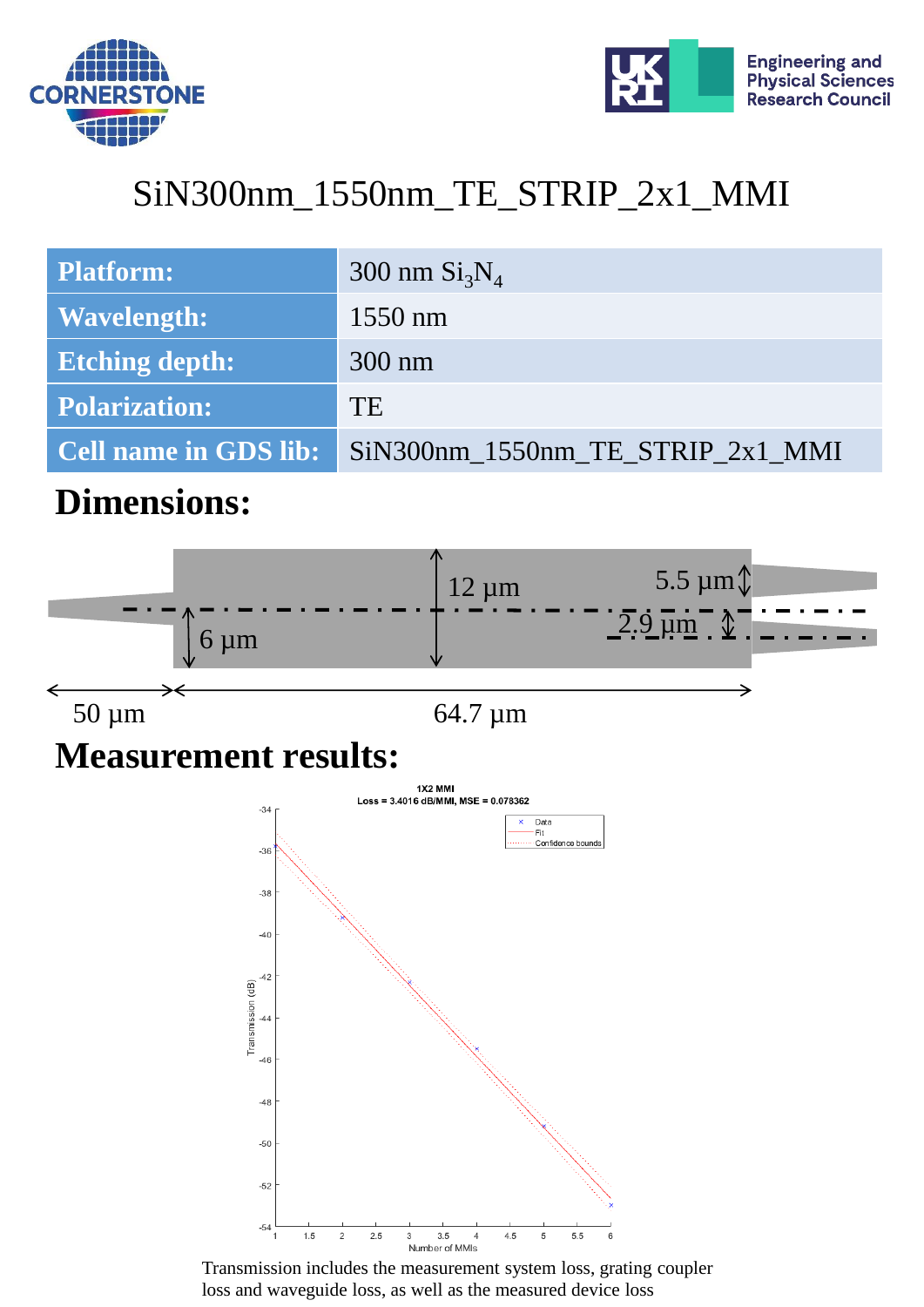# SiN300nm_1550nm_TE_STRIP_2x1_MMI

| Platform: | 300 nm $Si_3N_4$ |
|---|---|
| Wavelength: | 1550 nm |
| Etching depth: | 300 nm |
| Polarization: | TE |
| Cell name in GDS lib: | SiN300nm_1550nm_TE_STRIP_2x1_MMI |

## Dimensions:

12 µm

5.5 µm

2.9 µm

6 µm

50 µm

64.7 µm

## Measurement results:

1X2 MMI
Loss = 3.4016 dB/MMI, MSE = 0.078362

Transmission includes the measurement system loss, grating coupler loss and waveguide loss, as well as the measured device loss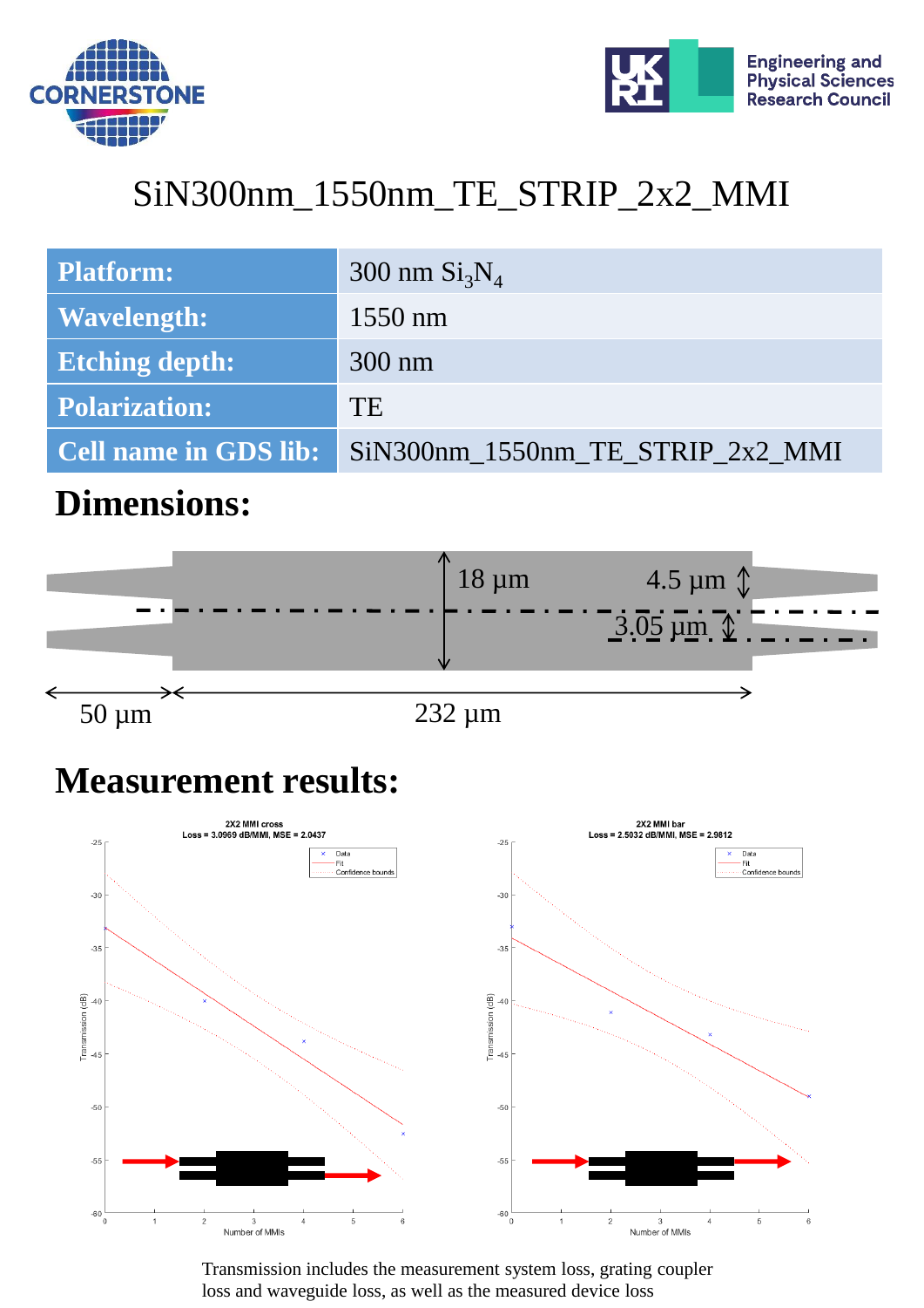# SiN300nm_1550nm_TE_STRIP_2x2_MMI

| | |
|---|---|
| **Platform:** | 300 nm $Si_3N_4$ |
| **Wavelength:** | 1550 nm |
| **Etching depth:** | 300 nm |
| **Polarization:** | TE |
| **Cell name in GDS lib:** | SiN300nm_1550nm_TE_STRIP_2x2_MMI |

## Dimensions:

18 µm

4.5 µm

3.05 µm

50 µm

232 µm

## Measurement results:

2X2 MMI cross
Loss = 3.0969 dB/MMI, MSE = 2.0437

2X2 MMI bar
Loss = 2.5032 dB/MMI, MSE = 2.9812

Transmission includes the measurement system loss, grating coupler loss and waveguide loss, as well as the measured device loss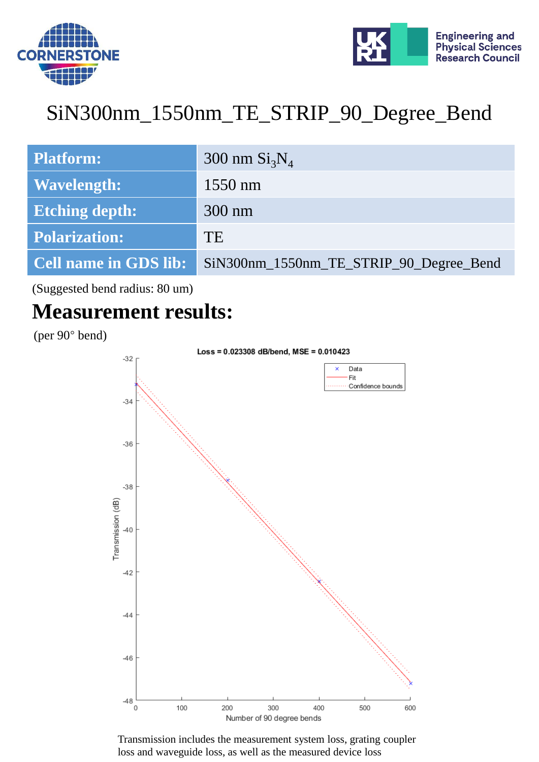# SiN300nm_1550nm_TE_STRIP_90_Degree_Bend

| Platform: | 300 nm $Si_3N_4$ |
|---|---|
| Wavelength: | 1550 nm |
| Etching depth: | 300 nm |
| Polarization: | TE |
| Cell name in GDS lib: | SiN300nm_1550nm_TE_STRIP_90_Degree_Bend |

(Suggested bend radius: 80 um)

## Measurement results:

(per 90° bend)

Loss = 0.023308 dB/bend, MSE = 0.010423

Transmission includes the measurement system loss, grating coupler loss and waveguide loss, as well as the measured device loss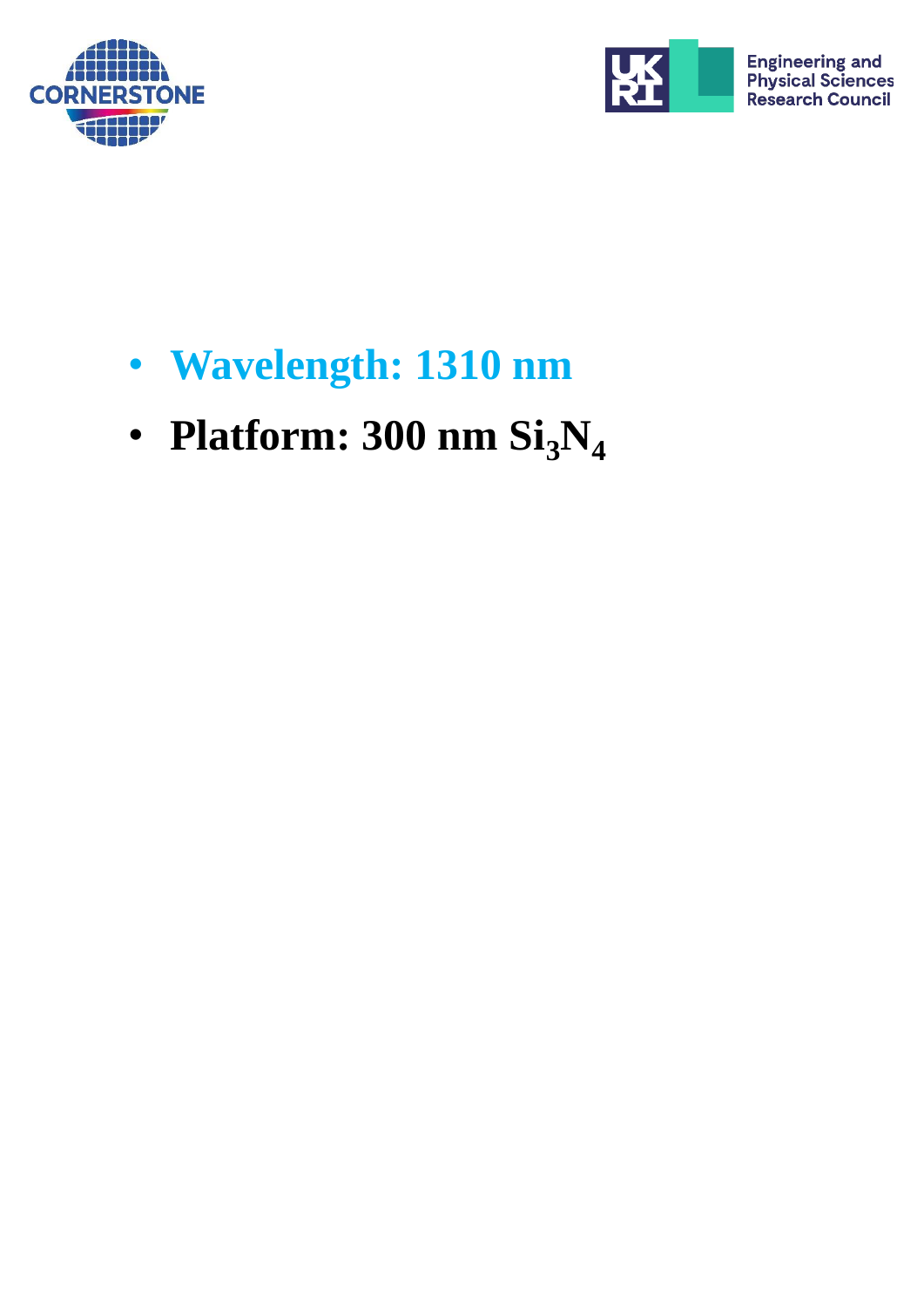- **Wavelength: 1310 nm**
- **Platform: 300 nm $Si_3N_4$**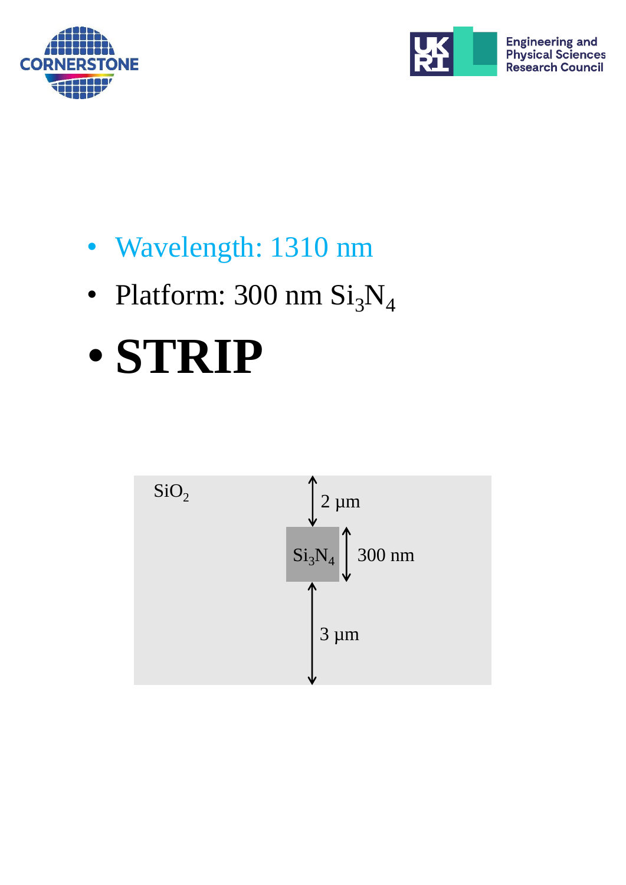- Wavelength: 1310 nm
- Platform: 300 nm $Si_3N_4$
- **STRIP**

$SiO_2$

2 µm

$Si_3N_4$

300 nm

3 µm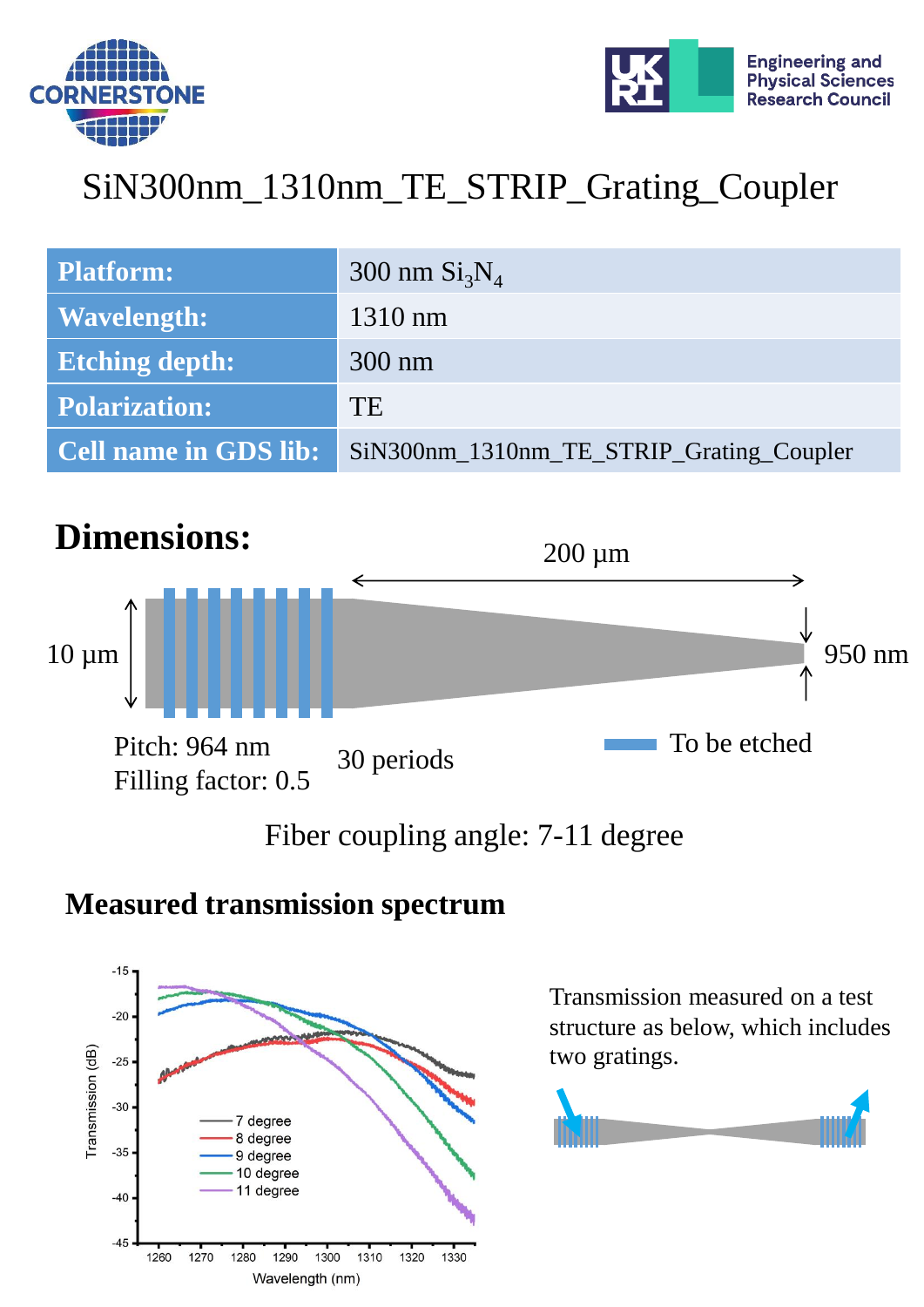# SiN300nm_1310nm_TE_STRIP_Grating_Coupler

| Platform: | 300 nm $Si_3N_4$ |
|---|---|
| Wavelength: | 1310 nm |
| Etching depth: | 300 nm |
| Polarization: | TE |
| Cell name in GDS lib: | SiN300nm_1310nm_TE_STRIP_Grating_Coupler |

## Dimensions:

200 µm

10 µm

950 nm

Pitch: 964 nm

Filling factor: 0.5

30 periods

To be etched

Fiber coupling angle: 7-11 degree

### Measured transmission spectrum

Transmission measured on a test structure as below, which includes two gratings.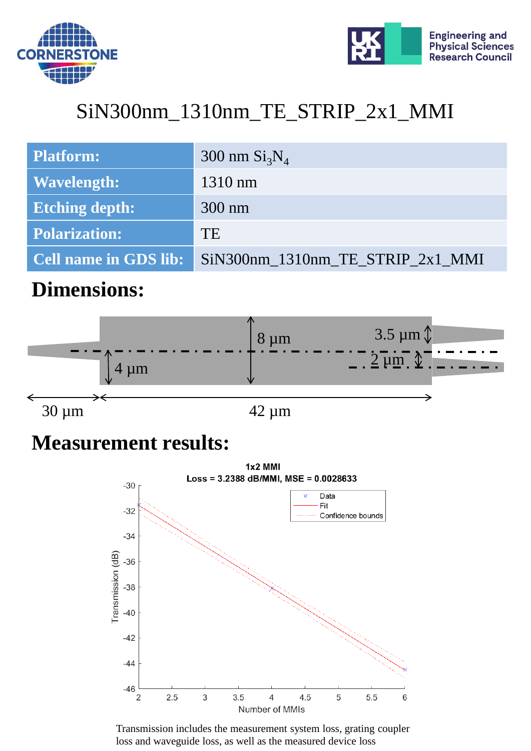# SiN300nm_1310nm_TE_STRIP_2x1_MMI

| Platform: | 300 nm $Si_3N_4$ |
|---|---|
| Wavelength: | 1310 nm |
| Etching depth: | 300 nm |
| Polarization: | TE |
| Cell name in GDS lib: | SiN300nm_1310nm_TE_STRIP_2x1_MMI |

## Dimensions:

8 µm

3.5 µm

4 µm

2 µm

30 µm

42 µm

## Measurement results:

1x2 MMI
Loss = 3.2388 dB/MMI, MSE = 0.0028633

Transmission includes the measurement system loss, grating coupler loss and waveguide loss, as well as the measured device loss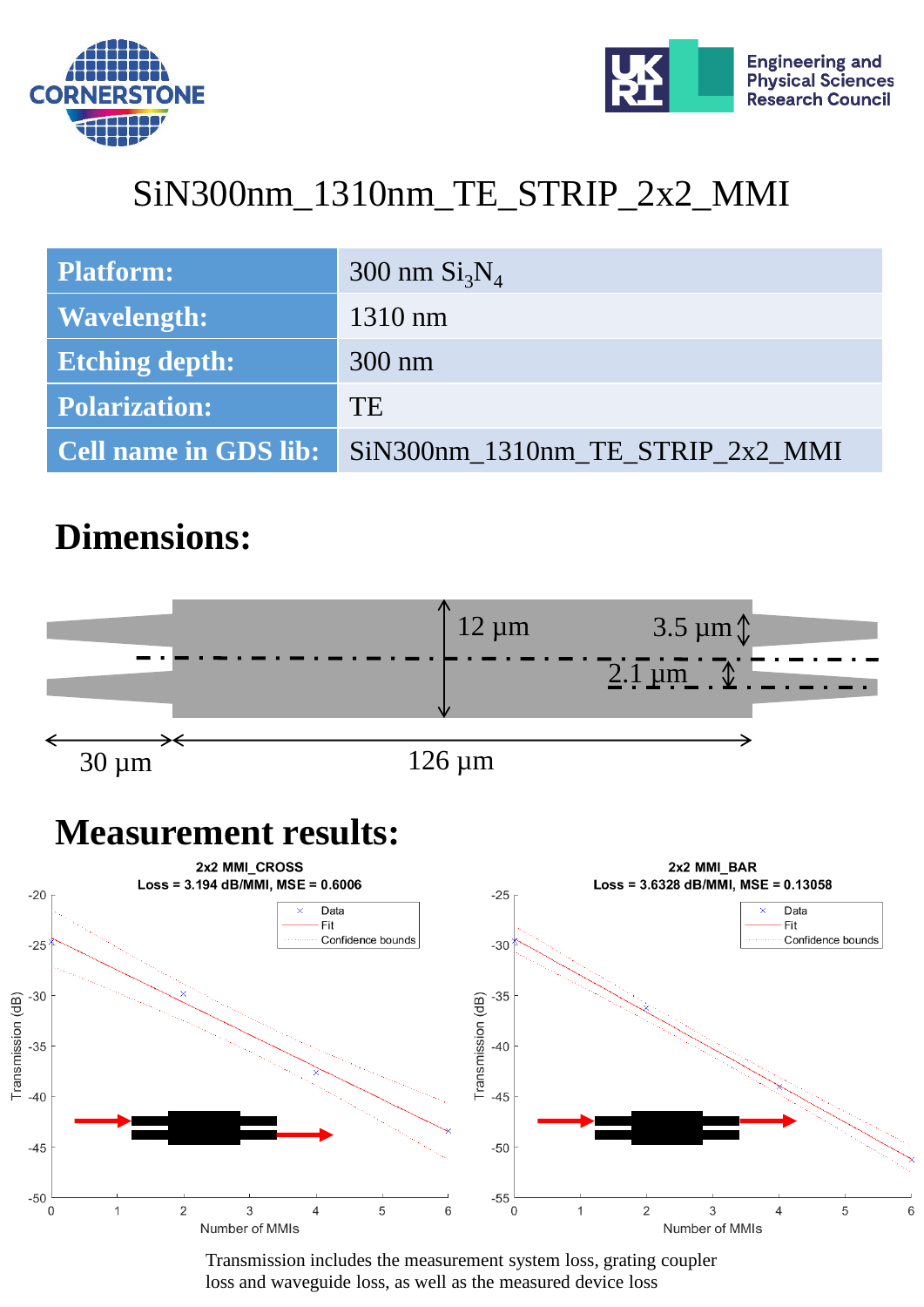# SiN300nm_1310nm_TE_STRIP_2x2_MMI

| Platform: | 300 nm $Si_3N_4$ |
|---|---|
| Wavelength: | 1310 nm |
| Etching depth: | 300 nm |
| Polarization: | TE |
| Cell name in GDS lib: | SiN300nm_1310nm_TE_STRIP_2x2_MMI |

## Dimensions:

12 µm

3.5 µm

2.1 µm

30 µm

126 µm

## Measurement results:

**2x2 MMI_CROSS**
**Loss = 3.194 dB/MMI, MSE = 0.6006**

**2x2 MMI_BAR**
**Loss = 3.6328 dB/MMI, MSE = 0.13058**

Transmission includes the measurement system loss, grating coupler loss and waveguide loss, as well as the measured device loss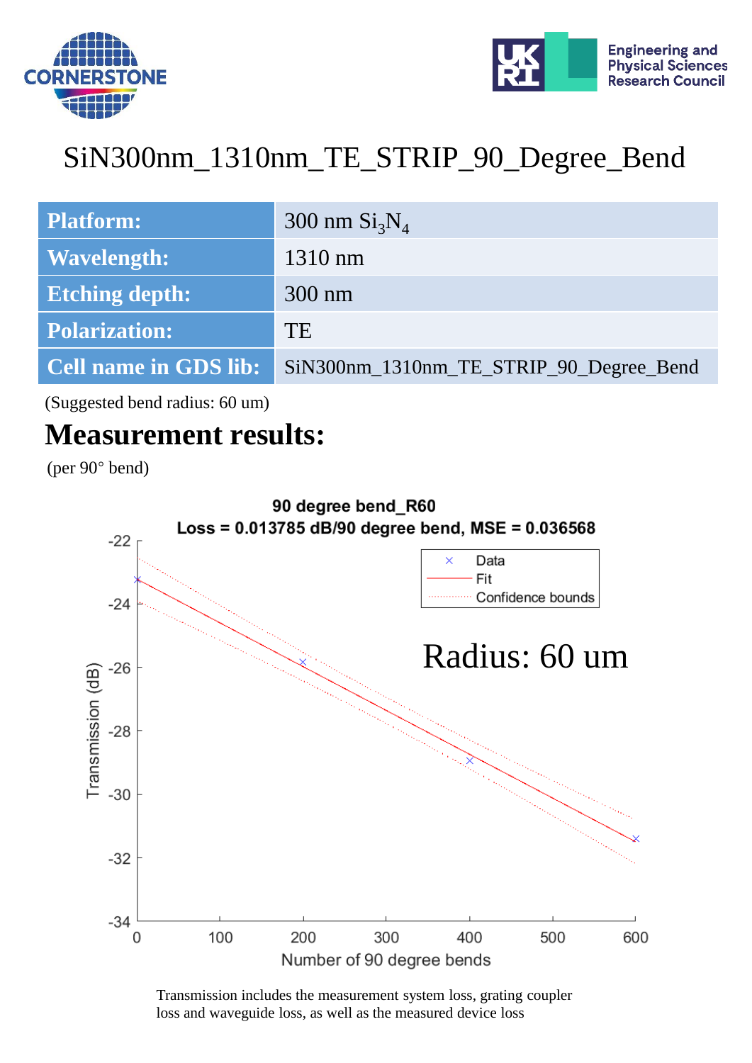# SiN300nm_1310nm_TE_STRIP_90_Degree_Bend

| | |
|---|---|
| **Platform:** | 300 nm $Si_3N_4$ |
| **Wavelength:** | 1310 nm |
| **Etching depth:** | 300 nm |
| **Polarization:** | TE |
| **Cell name in GDS lib:** | SiN300nm_1310nm_TE_STRIP_90_Degree_Bend |

(Suggested bend radius: 60 um)

## Measurement results:

(per 90° bend)

90 degree bend_R60

Loss = 0.013785 dB/90 degree bend, MSE = 0.036568

Data

Fit

Confidence bounds

Radius: 60 um

Transmission (dB)

-22
-24
-26
-28
-30
-32
-34

Number of 90 degree bends

0
100
200
300
400
500
600

Transmission includes the measurement system loss, grating coupler loss and waveguide loss, as well as the measured device loss